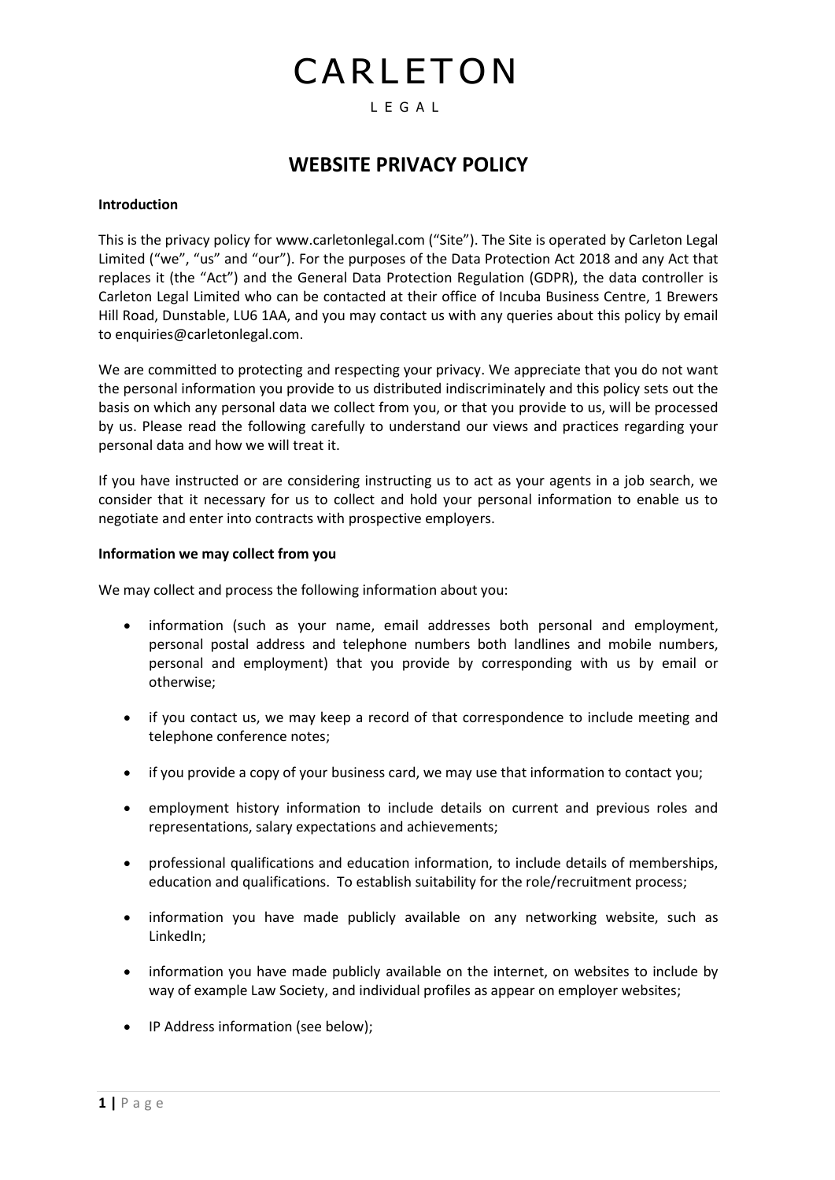# CARLETON

L E G A L

## WEBSITE PRIVACY POLICY

**Introduction**

This is the privacy policy for www.carletonlegal.com ("Site"). The Site is operated by Carleton Legal Limited ("we", "us" and "our"). For the purposes of the Data Protection Act 2018 and any Act that replaces it (the "Act") and the General Data Protection Regulation (GDPR), the data controller is Carleton Legal Limited who can be contacted at their office of Incuba Business Centre, 1 Brewers Hill Road, Dunstable, LU6 1AA, and you may contact us with any queries about this policy by email to enquiries@carletonlegal.com.

We are committed to protecting and respecting your privacy. We appreciate that you do not want the personal information you provide to us distributed indiscriminately and this policy sets out the basis on which any personal data we collect from you, or that you provide to us, will be processed by us. Please read the following carefully to understand our views and practices regarding your personal data and how we will treat it.

If you have instructed or are considering instructing us to act as your agents in a job search, we consider that it necessary for us to collect and hold your personal information to enable us to negotiate and enter into contracts with prospective employers.

**Information we may collect from you**

We may collect and process the following information about you:

- information (such as your name, email addresses both personal and employment, personal postal address and telephone numbers both landlines and mobile numbers, personal and employment) that you provide by corresponding with us by email or otherwise;
- if you contact us, we may keep a record of that correspondence to include meeting and telephone conference notes;
- if you provide a copy of your business card, we may use that information to contact you;
- employment history information to include details on current and previous roles and representations, salary expectations and achievements;
- professional qualifications and education information, to include details of memberships, education and qualifications. To establish suitability for the role/recruitment process;
- information you have made publicly available on any networking website, such as LinkedIn;
- information you have made publicly available on the internet, on websites to include by way of example Law Society, and individual profiles as appear on employer websites;
- IP Address information (see below);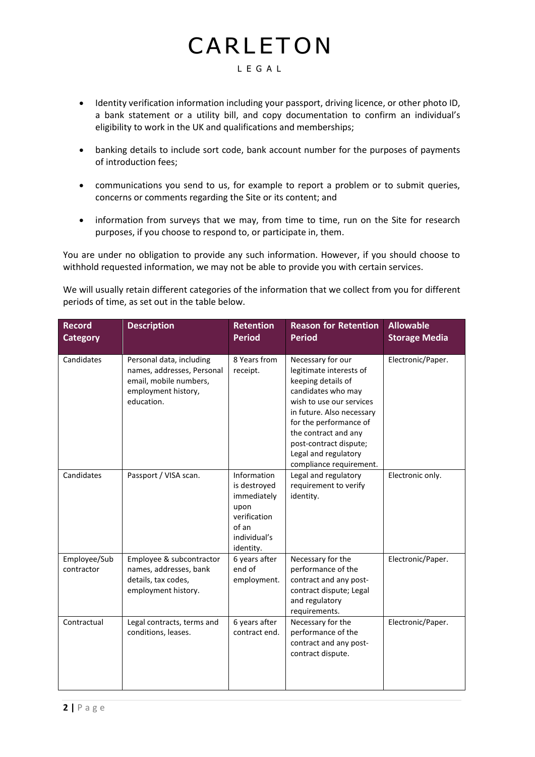- Identity verification information including your passport, driving licence, or other photo ID, a bank statement or a utility bill, and copy documentation to confirm an individual's eligibility to work in the UK and qualifications and memberships;

- banking details to include sort code, bank account number for the purposes of payments of introduction fees;

- communications you send to us, for example to report a problem or to submit queries, concerns or comments regarding the Site or its content; and

- information from surveys that we may, from time to time, run on the Site for research purposes, if you choose to respond to, or participate in, them.

You are under no obligation to provide any such information. However, if you should choose to withhold requested information, we may not be able to provide you with certain services.

We will usually retain different categories of the information that we collect from you for different periods of time, as set out in the table below.

| Record Category | Description | Retention Period | Reason for Retention Period | Allowable Storage Media |
|---|---|---|---|---|
| Candidates | Personal data, including names, addresses, Personal email, mobile numbers, employment history, education. | 8 Years from receipt. | Necessary for our legitimate interests of keeping details of candidates who may wish to use our services in future. Also necessary for the performance of the contract and any post-contract dispute; Legal and regulatory compliance requirement. | Electronic/Paper. |
| Candidates | Passport / VISA scan. | Information is destroyed immediately upon verification of an individual's identity. | Legal and regulatory requirement to verify identity. | Electronic only. |
| Employee/Sub contractor | Employee & subcontractor names, addresses, bank details, tax codes, employment history. | 6 years after end of employment. | Necessary for the performance of the contract and any post-contract dispute; Legal and regulatory requirements. | Electronic/Paper. |
| Contractual | Legal contracts, terms and conditions, leases. | 6 years after contract end. | Necessary for the performance of the contract and any post-contract dispute. | Electronic/Paper. |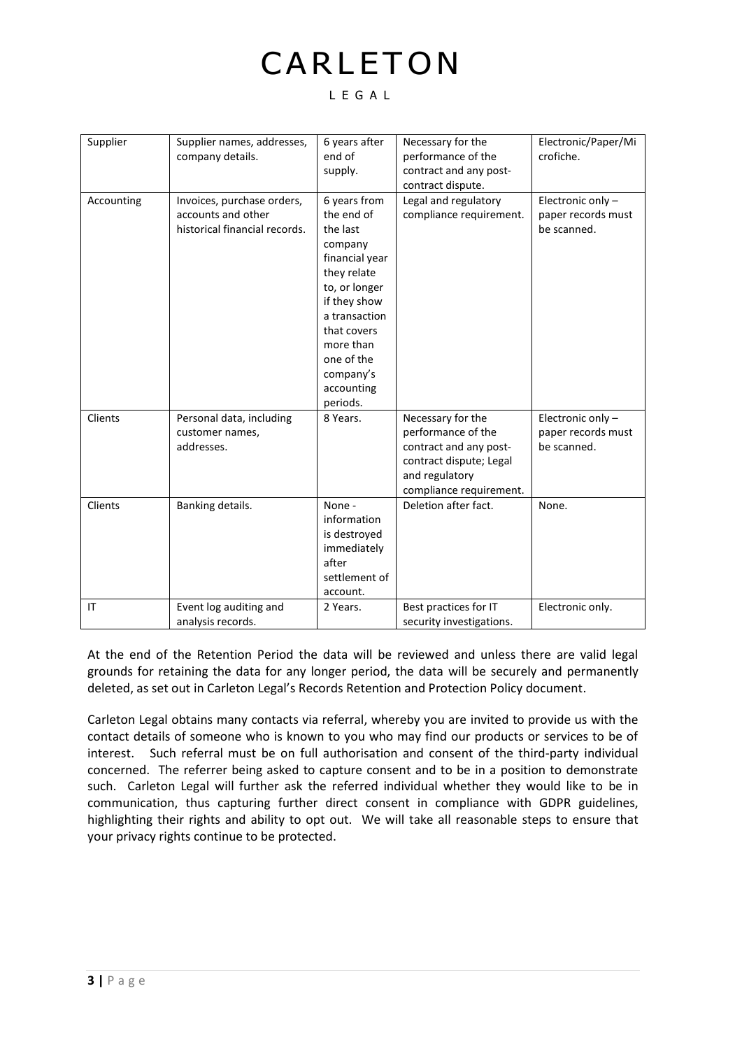| Supplier | Supplier names, addresses, company details. | 6 years after end of supply. | Necessary for the performance of the contract and any post-contract dispute. | Electronic/Paper/Microfiche. |
|---|---|---|---|---|
| Accounting | Invoices, purchase orders, accounts and other historical financial records. | 6 years from the end of the last company financial year they relate to, or longer if they show a transaction that covers more than one of the company's accounting periods. | Legal and regulatory compliance requirement. | Electronic only – paper records must be scanned. |
| Clients | Personal data, including customer names, addresses. | 8 Years. | Necessary for the performance of the contract and any post-contract dispute; Legal and regulatory compliance requirement. | Electronic only – paper records must be scanned. |
| Clients | Banking details. | None - information is destroyed immediately after settlement of account. | Deletion after fact. | None. |
| IT | Event log auditing and analysis records. | 2 Years. | Best practices for IT security investigations. | Electronic only. |

At the end of the Retention Period the data will be reviewed and unless there are valid legal grounds for retaining the data for any longer period, the data will be securely and permanently deleted, as set out in Carleton Legal's Records Retention and Protection Policy document.

Carleton Legal obtains many contacts via referral, whereby you are invited to provide us with the contact details of someone who is known to you who may find our products or services to be of interest. Such referral must be on full authorisation and consent of the third-party individual concerned. The referrer being asked to capture consent and to be in a position to demonstrate such. Carleton Legal will further ask the referred individual whether they would like to be in communication, thus capturing further direct consent in compliance with GDPR guidelines, highlighting their rights and ability to opt out. We will take all reasonable steps to ensure that your privacy rights continue to be protected.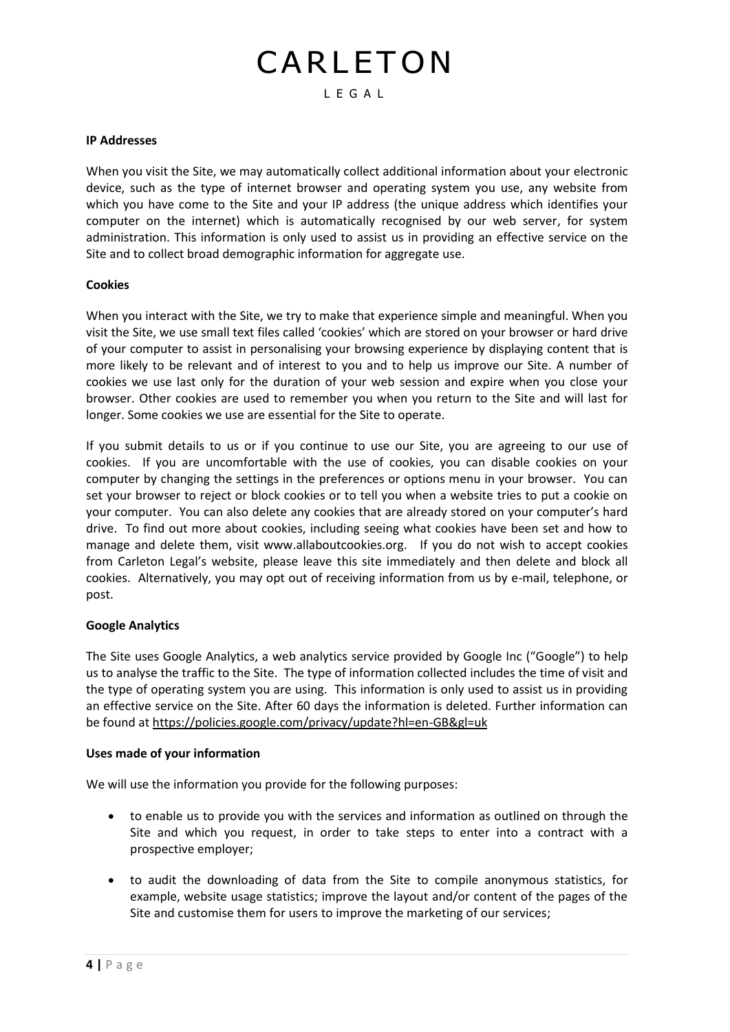**IP Addresses**

When you visit the Site, we may automatically collect additional information about your electronic device, such as the type of internet browser and operating system you use, any website from which you have come to the Site and your IP address (the unique address which identifies your computer on the internet) which is automatically recognised by our web server, for system administration. This information is only used to assist us in providing an effective service on the Site and to collect broad demographic information for aggregate use.

**Cookies**

When you interact with the Site, we try to make that experience simple and meaningful. When you visit the Site, we use small text files called 'cookies' which are stored on your browser or hard drive of your computer to assist in personalising your browsing experience by displaying content that is more likely to be relevant and of interest to you and to help us improve our Site. A number of cookies we use last only for the duration of your web session and expire when you close your browser. Other cookies are used to remember you when you return to the Site and will last for longer. Some cookies we use are essential for the Site to operate.

If you submit details to us or if you continue to use our Site, you are agreeing to our use of cookies. If you are uncomfortable with the use of cookies, you can disable cookies on your computer by changing the settings in the preferences or options menu in your browser. You can set your browser to reject or block cookies or to tell you when a website tries to put a cookie on your computer. You can also delete any cookies that are already stored on your computer's hard drive. To find out more about cookies, including seeing what cookies have been set and how to manage and delete them, visit www.allaboutcookies.org. If you do not wish to accept cookies from Carleton Legal's website, please leave this site immediately and then delete and block all cookies. Alternatively, you may opt out of receiving information from us by e-mail, telephone, or post.

**Google Analytics**

The Site uses Google Analytics, a web analytics service provided by Google Inc ("Google") to help us to analyse the traffic to the Site. The type of information collected includes the time of visit and the type of operating system you are using. This information is only used to assist us in providing an effective service on the Site. After 60 days the information is deleted. Further information can be found at https://policies.google.com/privacy/update?hl=en-GB&gl=uk

**Uses made of your information**

We will use the information you provide for the following purposes:

- to enable us to provide you with the services and information as outlined on through the Site and which you request, in order to take steps to enter into a contract with a prospective employer;
- to audit the downloading of data from the Site to compile anonymous statistics, for example, website usage statistics; improve the layout and/or content of the pages of the Site and customise them for users to improve the marketing of our services;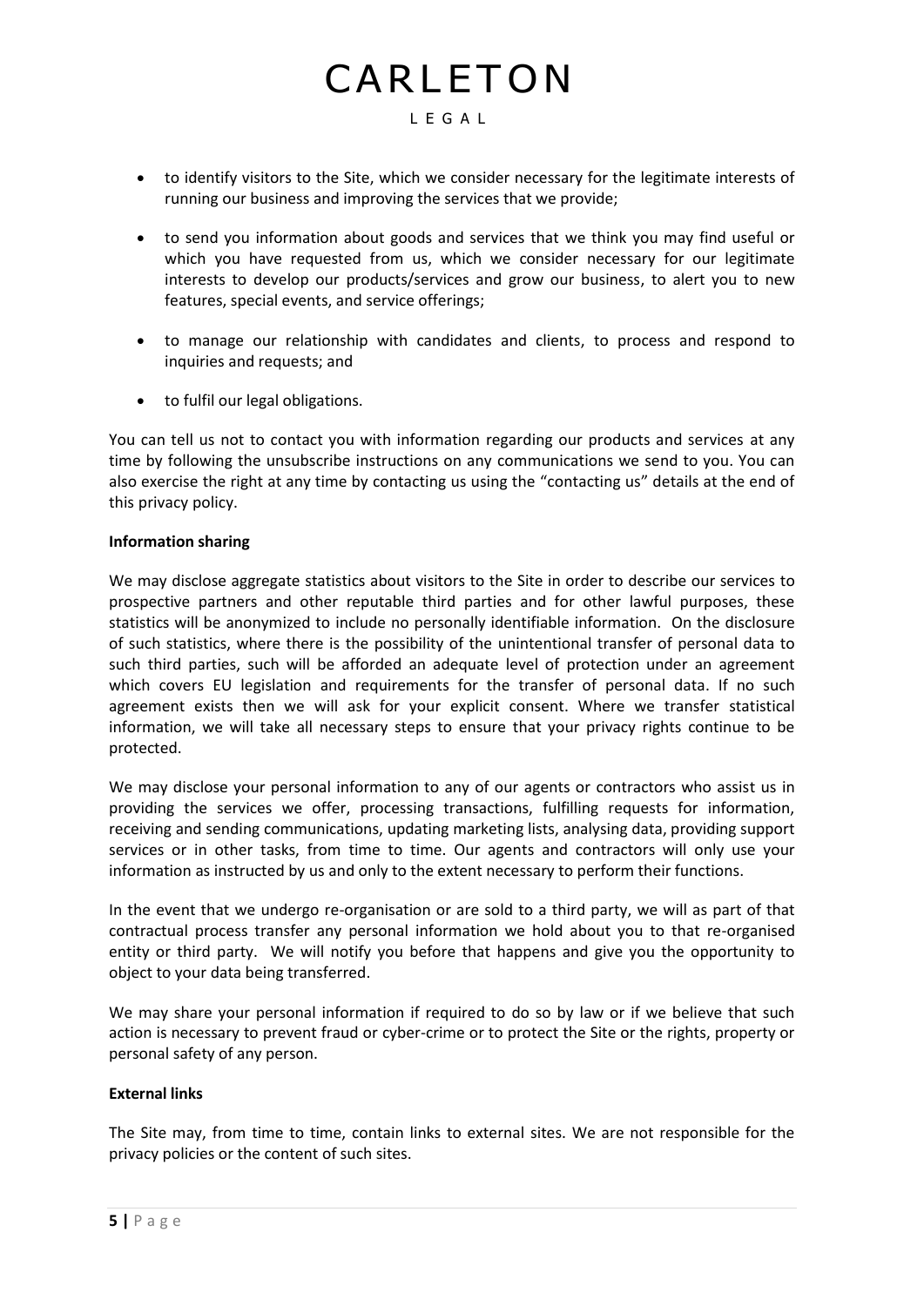- to identify visitors to the Site, which we consider necessary for the legitimate interests of running our business and improving the services that we provide;
- to send you information about goods and services that we think you may find useful or which you have requested from us, which we consider necessary for our legitimate interests to develop our products/services and grow our business, to alert you to new features, special events, and service offerings;
- to manage our relationship with candidates and clients, to process and respond to inquiries and requests; and
- to fulfil our legal obligations.

You can tell us not to contact you with information regarding our products and services at any time by following the unsubscribe instructions on any communications we send to you. You can also exercise the right at any time by contacting us using the "contacting us" details at the end of this privacy policy.

**Information sharing**

We may disclose aggregate statistics about visitors to the Site in order to describe our services to prospective partners and other reputable third parties and for other lawful purposes, these statistics will be anonymized to include no personally identifiable information. On the disclosure of such statistics, where there is the possibility of the unintentional transfer of personal data to such third parties, such will be afforded an adequate level of protection under an agreement which covers EU legislation and requirements for the transfer of personal data. If no such agreement exists then we will ask for your explicit consent. Where we transfer statistical information, we will take all necessary steps to ensure that your privacy rights continue to be protected.

We may disclose your personal information to any of our agents or contractors who assist us in providing the services we offer, processing transactions, fulfilling requests for information, receiving and sending communications, updating marketing lists, analysing data, providing support services or in other tasks, from time to time. Our agents and contractors will only use your information as instructed by us and only to the extent necessary to perform their functions.

In the event that we undergo re-organisation or are sold to a third party, we will as part of that contractual process transfer any personal information we hold about you to that re-organised entity or third party. We will notify you before that happens and give you the opportunity to object to your data being transferred.

We may share your personal information if required to do so by law or if we believe that such action is necessary to prevent fraud or cyber-crime or to protect the Site or the rights, property or personal safety of any person.

**External links**

The Site may, from time to time, contain links to external sites. We are not responsible for the privacy policies or the content of such sites.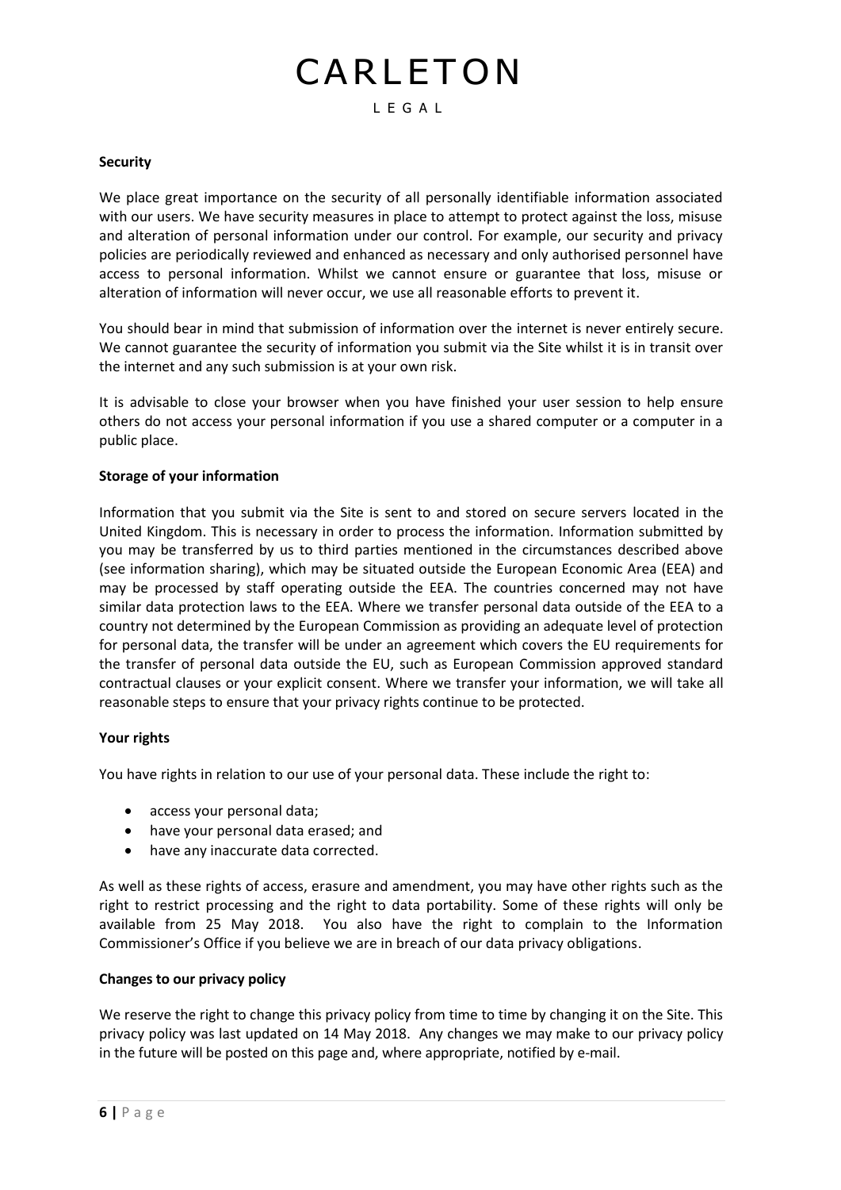**Security**

We place great importance on the security of all personally identifiable information associated with our users. We have security measures in place to attempt to protect against the loss, misuse and alteration of personal information under our control. For example, our security and privacy policies are periodically reviewed and enhanced as necessary and only authorised personnel have access to personal information. Whilst we cannot ensure or guarantee that loss, misuse or alteration of information will never occur, we use all reasonable efforts to prevent it.

You should bear in mind that submission of information over the internet is never entirely secure. We cannot guarantee the security of information you submit via the Site whilst it is in transit over the internet and any such submission is at your own risk.

It is advisable to close your browser when you have finished your user session to help ensure others do not access your personal information if you use a shared computer or a computer in a public place.

**Storage of your information**

Information that you submit via the Site is sent to and stored on secure servers located in the United Kingdom. This is necessary in order to process the information. Information submitted by you may be transferred by us to third parties mentioned in the circumstances described above (see information sharing), which may be situated outside the European Economic Area (EEA) and may be processed by staff operating outside the EEA. The countries concerned may not have similar data protection laws to the EEA. Where we transfer personal data outside of the EEA to a country not determined by the European Commission as providing an adequate level of protection for personal data, the transfer will be under an agreement which covers the EU requirements for the transfer of personal data outside the EU, such as European Commission approved standard contractual clauses or your explicit consent. Where we transfer your information, we will take all reasonable steps to ensure that your privacy rights continue to be protected.

**Your rights**

You have rights in relation to our use of your personal data. These include the right to:

- access your personal data;
- have your personal data erased; and
- have any inaccurate data corrected.

As well as these rights of access, erasure and amendment, you may have other rights such as the right to restrict processing and the right to data portability. Some of these rights will only be available from 25 May 2018. You also have the right to complain to the Information Commissioner's Office if you believe we are in breach of our data privacy obligations.

**Changes to our privacy policy**

We reserve the right to change this privacy policy from time to time by changing it on the Site. This privacy policy was last updated on 14 May 2018. Any changes we may make to our privacy policy in the future will be posted on this page and, where appropriate, notified by e-mail.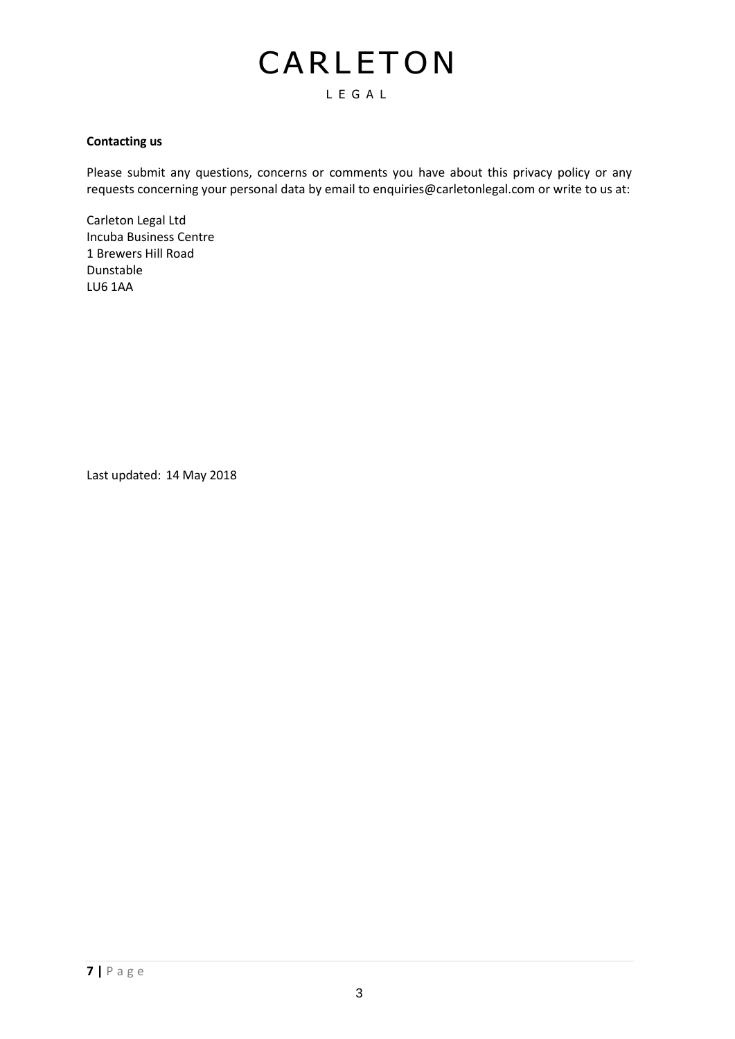**Contacting us**

Please submit any questions, concerns or comments you have about this privacy policy or any requests concerning your personal data by email to enquiries@carletonlegal.com or write to us at:

Carleton Legal Ltd
Incuba Business Centre
1 Brewers Hill Road
Dunstable
LU6 1AA

Last updated: 14 May 2018